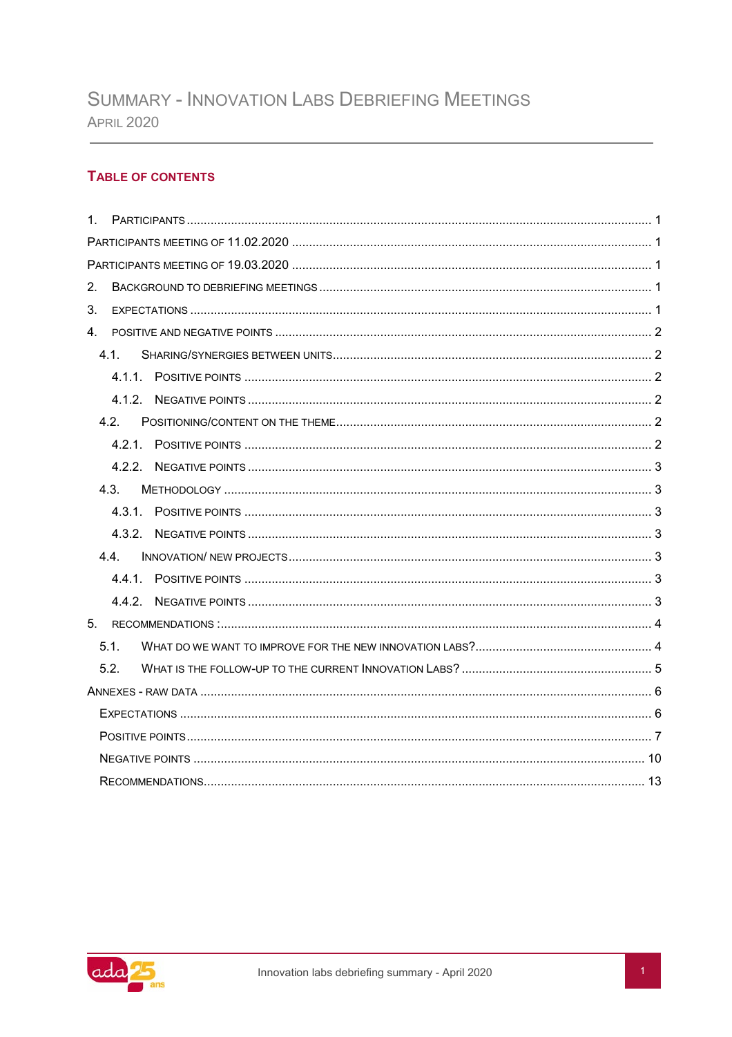# SUMMARY - INNOVATION LABS DEBRIEFING MEETINGS

APRIL 2020

## TABLE OF CONTENTS

1. PARTICIPANTS ..... 1
PARTICIPANTS MEETING OF 11.02.2020 ..... 1
PARTICIPANTS MEETING OF 19.03.2020 ..... 1
2. BACKGROUND TO DEBRIEFING MEETINGS ..... 1
3. EXPECTATIONS ..... 1
4. POSITIVE AND NEGATIVE POINTS ..... 2
   - 4.1. SHARING/SYNERGIES BETWEEN UNITS ..... 2
     - 4.1.1. POSITIVE POINTS ..... 2
     - 4.1.2. NEGATIVE POINTS ..... 2
   - 4.2. POSITIONING/CONTENT ON THE THEME ..... 2
     - 4.2.1. POSITIVE POINTS ..... 2
     - 4.2.2. NEGATIVE POINTS ..... 3
   - 4.3. METHODOLOGY ..... 3
     - 4.3.1. POSITIVE POINTS ..... 3
     - 4.3.2. NEGATIVE POINTS ..... 3
   - 4.4. INNOVATION/ NEW PROJECTS ..... 3
     - 4.4.1. POSITIVE POINTS ..... 3
     - 4.4.2. NEGATIVE POINTS ..... 3
5. RECOMMENDATIONS : ..... 4
   - 5.1. WHAT DO WE WANT TO IMPROVE FOR THE NEW INNOVATION LABS? ..... 4
   - 5.2. WHAT IS THE FOLLOW-UP TO THE CURRENT INNOVATION LABS? ..... 5

ANNEXES - RAW DATA ..... 6
- EXPECTATIONS ..... 6
- POSITIVE POINTS ..... 7
- NEGATIVE POINTS ..... 10
- RECOMMENDATIONS ..... 13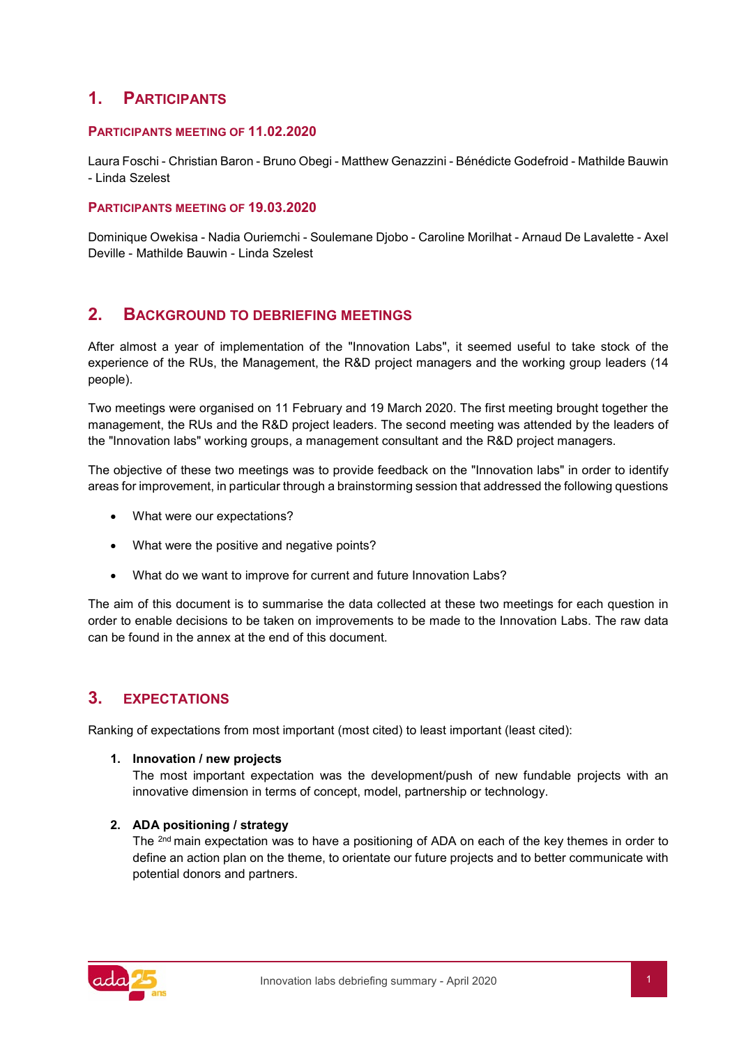## 1. Participants

### Participants meeting of 11.02.2020

Laura Foschi - Christian Baron - Bruno Obegi - Matthew Genazzini - Bénédicte Godefroid - Mathilde Bauwin - Linda Szelest

### Participants meeting of 19.03.2020

Dominique Owekisa - Nadia Ouriemchi - Soulemane Djobo - Caroline Morilhat - Arnaud De Lavalette - Axel Deville - Mathilde Bauwin - Linda Szelest

## 2. Background to debriefing meetings

After almost a year of implementation of the "Innovation Labs", it seemed useful to take stock of the experience of the RUs, the Management, the R&D project managers and the working group leaders (14 people).

Two meetings were organised on 11 February and 19 March 2020. The first meeting brought together the management, the RUs and the R&D project leaders. The second meeting was attended by the leaders of the "Innovation labs" working groups, a management consultant and the R&D project managers.

The objective of these two meetings was to provide feedback on the "Innovation labs" in order to identify areas for improvement, in particular through a brainstorming session that addressed the following questions

- What were our expectations?
- What were the positive and negative points?
- What do we want to improve for current and future Innovation Labs?

The aim of this document is to summarise the data collected at these two meetings for each question in order to enable decisions to be taken on improvements to be made to the Innovation Labs. The raw data can be found in the annex at the end of this document.

## 3. Expectations

Ranking of expectations from most important (most cited) to least important (least cited):

1. **Innovation / new projects**
   The most important expectation was the development/push of new fundable projects with an innovative dimension in terms of concept, model, partnership or technology.

2. **ADA positioning / strategy**
   The 2nd main expectation was to have a positioning of ADA on each of the key themes in order to define an action plan on the theme, to orientate our future projects and to better communicate with potential donors and partners.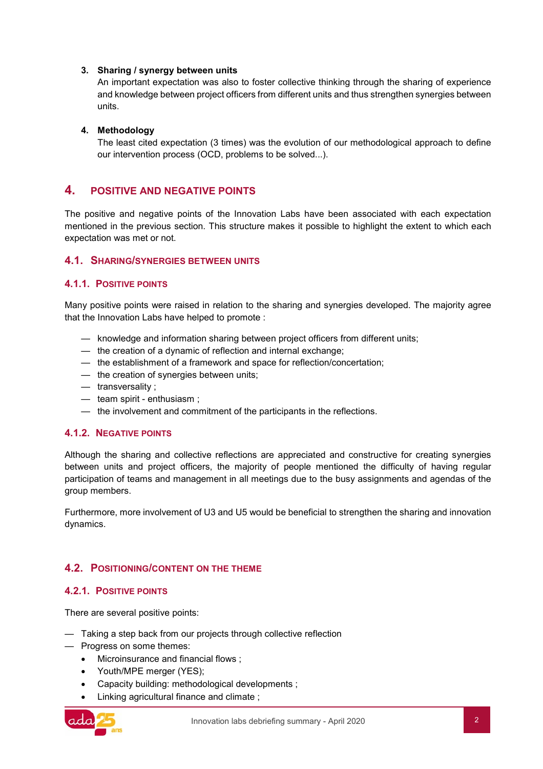3. **Sharing / synergy between units**
   An important expectation was also to foster collective thinking through the sharing of experience and knowledge between project officers from different units and thus strengthen synergies between units.

4. **Methodology**
   The least cited expectation (3 times) was the evolution of our methodological approach to define our intervention process (OCD, problems to be solved...).

# 4. POSITIVE AND NEGATIVE POINTS

The positive and negative points of the Innovation Labs have been associated with each expectation mentioned in the previous section. This structure makes it possible to highlight the extent to which each expectation was met or not.

## 4.1. SHARING/SYNERGIES BETWEEN UNITS

### 4.1.1. POSITIVE POINTS

Many positive points were raised in relation to the sharing and synergies developed. The majority agree that the Innovation Labs have helped to promote :

- knowledge and information sharing between project officers from different units;
- the creation of a dynamic of reflection and internal exchange;
- the establishment of a framework and space for reflection/concertation;
- the creation of synergies between units;
- transversality ;
- team spirit - enthusiasm ;
- the involvement and commitment of the participants in the reflections.

### 4.1.2. NEGATIVE POINTS

Although the sharing and collective reflections are appreciated and constructive for creating synergies between units and project officers, the majority of people mentioned the difficulty of having regular participation of teams and management in all meetings due to the busy assignments and agendas of the group members.

Furthermore, more involvement of U3 and U5 would be beneficial to strengthen the sharing and innovation dynamics.

## 4.2. POSITIONING/CONTENT ON THE THEME

### 4.2.1. POSITIVE POINTS

There are several positive points:

- Taking a step back from our projects through collective reflection
- Progress on some themes:
  - Microinsurance and financial flows ;
  - Youth/MPE merger (YES);
  - Capacity building: methodological developments ;
  - Linking agricultural finance and climate ;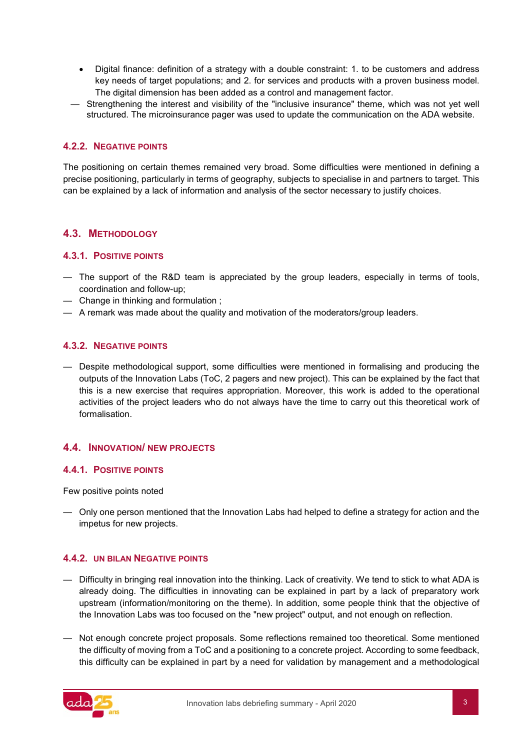- Digital finance: definition of a strategy with a double constraint: 1. to be customers and address key needs of target populations; and 2. for services and products with a proven business model. The digital dimension has been added as a control and management factor.

— Strengthening the interest and visibility of the "inclusive insurance" theme, which was not yet well structured. The microinsurance pager was used to update the communication on the ADA website.

### 4.2.2. Negative points

The positioning on certain themes remained very broad. Some difficulties were mentioned in defining a precise positioning, particularly in terms of geography, subjects to specialise in and partners to target. This can be explained by a lack of information and analysis of the sector necessary to justify choices.

## 4.3. Methodology

### 4.3.1. Positive points

— The support of the R&D team is appreciated by the group leaders, especially in terms of tools, coordination and follow-up;

— Change in thinking and formulation ;

— A remark was made about the quality and motivation of the moderators/group leaders.

### 4.3.2. Negative points

— Despite methodological support, some difficulties were mentioned in formalising and producing the outputs of the Innovation Labs (ToC, 2 pagers and new project). This can be explained by the fact that this is a new exercise that requires appropriation. Moreover, this work is added to the operational activities of the project leaders who do not always have the time to carry out this theoretical work of formalisation.

## 4.4. Innovation/ new projects

### 4.4.1. Positive points

Few positive points noted

— Only one person mentioned that the Innovation Labs had helped to define a strategy for action and the impetus for new projects.

### 4.4.2. un bilan Negative points

— Difficulty in bringing real innovation into the thinking. Lack of creativity. We tend to stick to what ADA is already doing. The difficulties in innovating can be explained in part by a lack of preparatory work upstream (information/monitoring on the theme). In addition, some people think that the objective of the Innovation Labs was too focused on the "new project" output, and not enough on reflection.

— Not enough concrete project proposals. Some reflections remained too theoretical. Some mentioned the difficulty of moving from a ToC and a positioning to a concrete project. According to some feedback, this difficulty can be explained in part by a need for validation by management and a methodological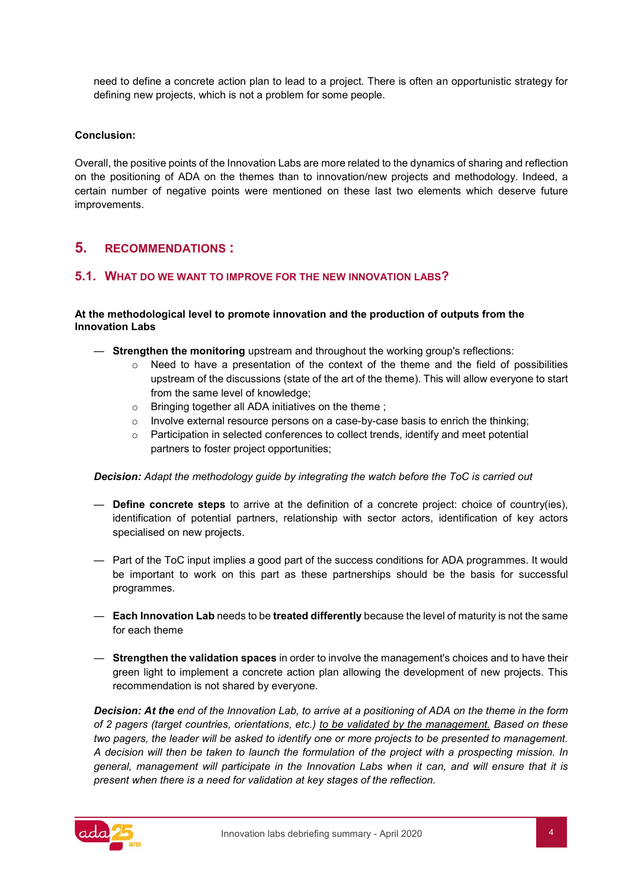need to define a concrete action plan to lead to a project. There is often an opportunistic strategy for defining new projects, which is not a problem for some people.

**Conclusion:**

Overall, the positive points of the Innovation Labs are more related to the dynamics of sharing and reflection on the positioning of ADA on the themes than to innovation/new projects and methodology. Indeed, a certain number of negative points were mentioned on these last two elements which deserve future improvements.

## 5. RECOMMENDATIONS :

### 5.1. WHAT DO WE WANT TO IMPROVE FOR THE NEW INNOVATION LABS?

**At the methodological level to promote innovation and the production of outputs from the Innovation Labs**

- **Strengthen the monitoring** upstream and throughout the working group's reflections:
  - Need to have a presentation of the context of the theme and the field of possibilities upstream of the discussions (state of the art of the theme). This will allow everyone to start from the same level of knowledge;
  - Bringing together all ADA initiatives on the theme ;
  - Involve external resource persons on a case-by-case basis to enrich the thinking;
  - Participation in selected conferences to collect trends, identify and meet potential partners to foster project opportunities;

*__Decision:__ Adapt the methodology guide by integrating the watch before the ToC is carried out*

- **Define concrete steps** to arrive at the definition of a concrete project: choice of country(ies), identification of potential partners, relationship with sector actors, identification of key actors specialised on new projects.

- Part of the ToC input implies a good part of the success conditions for ADA programmes. It would be important to work on this part as these partnerships should be the basis for successful programmes.

- **Each Innovation Lab** needs to be **treated differently** because the level of maturity is not the same for each theme

- **Strengthen the validation spaces** in order to involve the management's choices and to have their green light to implement a concrete action plan allowing the development of new projects. This recommendation is not shared by everyone.

*__Decision: At the__ end of the Innovation Lab, to arrive at a positioning of ADA on the theme in the form of 2 pagers (target countries, orientations, etc.) <u>to be validated by the management.</u> Based on these two pagers, the leader will be asked to identify one or more projects to be presented to management. A decision will then be taken to launch the formulation of the project with a prospecting mission. In general, management will participate in the Innovation Labs when it can, and will ensure that it is present when there is a need for validation at key stages of the reflection.*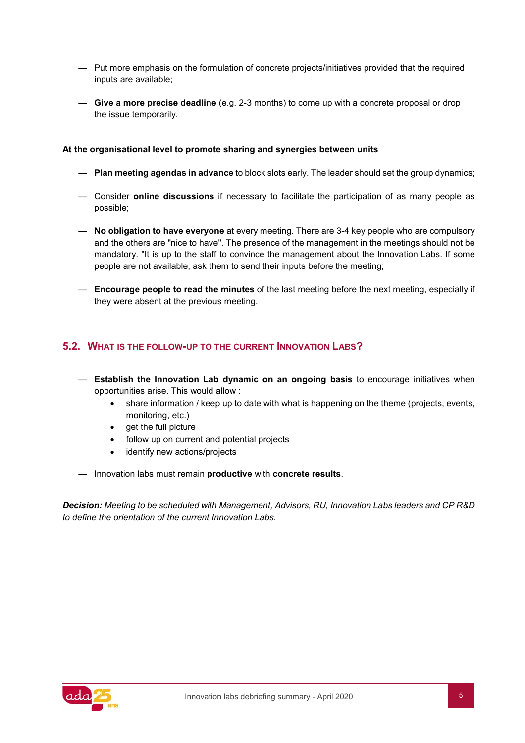— Put more emphasis on the formulation of concrete projects/initiatives provided that the required inputs are available;

— **Give a more precise deadline** (e.g. 2-3 months) to come up with a concrete proposal or drop the issue temporarily.

**At the organisational level to promote sharing and synergies between units**

— **Plan meeting agendas in advance** to block slots early. The leader should set the group dynamics;

— Consider **online discussions** if necessary to facilitate the participation of as many people as possible;

— **No obligation to have everyone** at every meeting. There are 3-4 key people who are compulsory and the others are "nice to have". The presence of the management in the meetings should not be mandatory. "It is up to the staff to convince the management about the Innovation Labs. If some people are not available, ask them to send their inputs before the meeting;

— **Encourage people to read the minutes** of the last meeting before the next meeting, especially if they were absent at the previous meeting.

## 5.2. What is the follow-up to the current Innovation Labs?

— **Establish the Innovation Lab dynamic on an ongoing basis** to encourage initiatives when opportunities arise. This would allow :

- share information / keep up to date with what is happening on the theme (projects, events, monitoring, etc.)
- get the full picture
- follow up on current and potential projects
- identify new actions/projects

— Innovation labs must remain **productive** with **concrete results**.

***Decision:*** *Meeting to be scheduled with Management, Advisors, RU, Innovation Labs leaders and CP R&D to define the orientation of the current Innovation Labs.*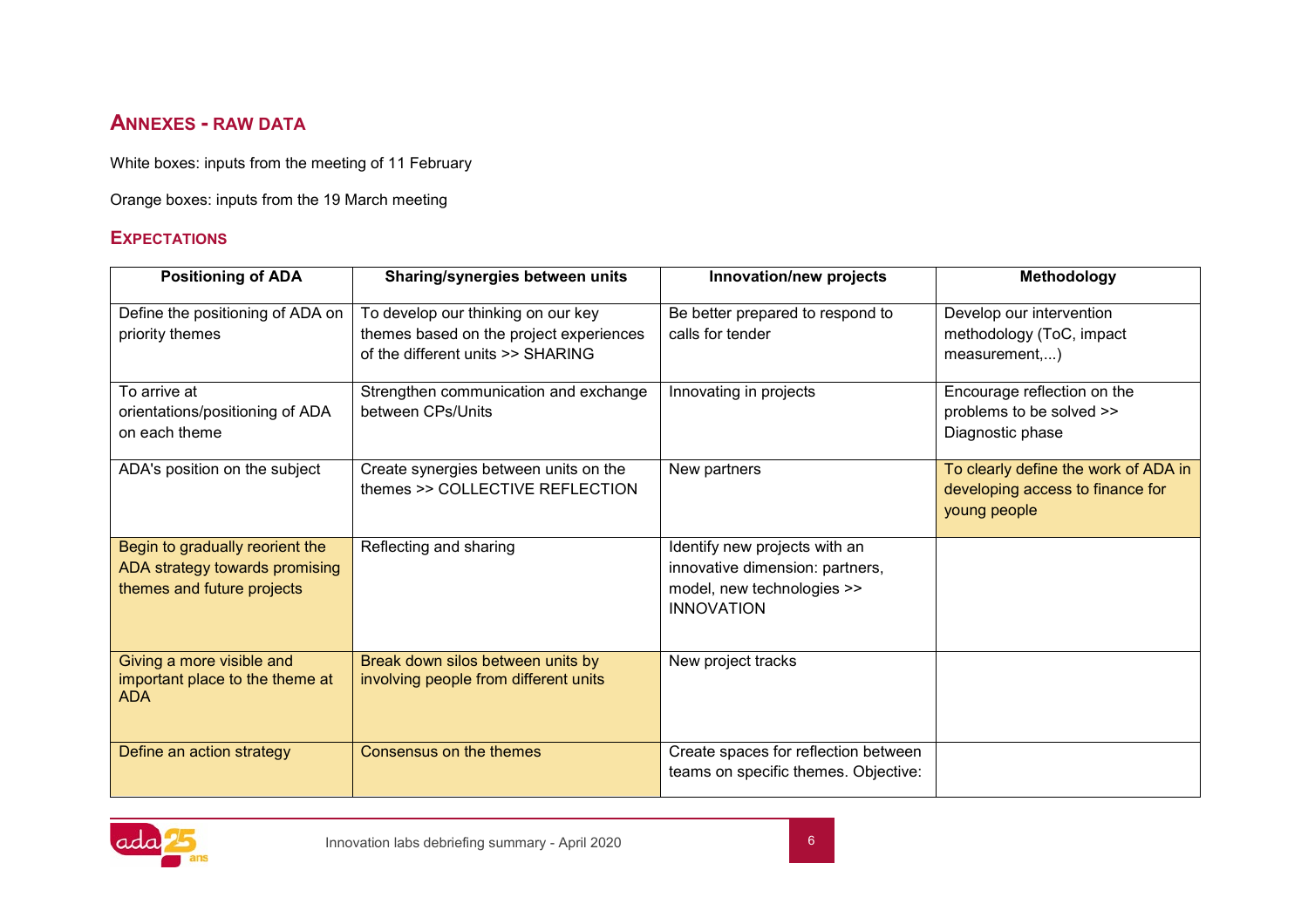## ANNEXES - RAW DATA

White boxes: inputs from the meeting of 11 February

Orange boxes: inputs from the 19 March meeting

### EXPECTATIONS

| Positioning of ADA | Sharing/synergies between units | Innovation/new projects | Methodology |
|---|---|---|---|
| Define the positioning of ADA on priority themes | To develop our thinking on our key themes based on the project experiences of the different units >> SHARING | Be better prepared to respond to calls for tender | Develop our intervention methodology (ToC, impact measurement,...) |
| To arrive at orientations/positioning of ADA on each theme | Strengthen communication and exchange between CPs/Units | Innovating in projects | Encourage reflection on the problems to be solved >> Diagnostic phase |
| ADA's position on the subject | Create synergies between units on the themes >> COLLECTIVE REFLECTION | New partners | To clearly define the work of ADA in developing access to finance for young people |
| Begin to gradually reorient the ADA strategy towards promising themes and future projects | Reflecting and sharing | Identify new projects with an innovative dimension: partners, model, new technologies >> INNOVATION | |
| Giving a more visible and important place to the theme at ADA | Break down silos between units by involving people from different units | New project tracks | |
| Define an action strategy | Consensus on the themes | Create spaces for reflection between teams on specific themes. Objective: | |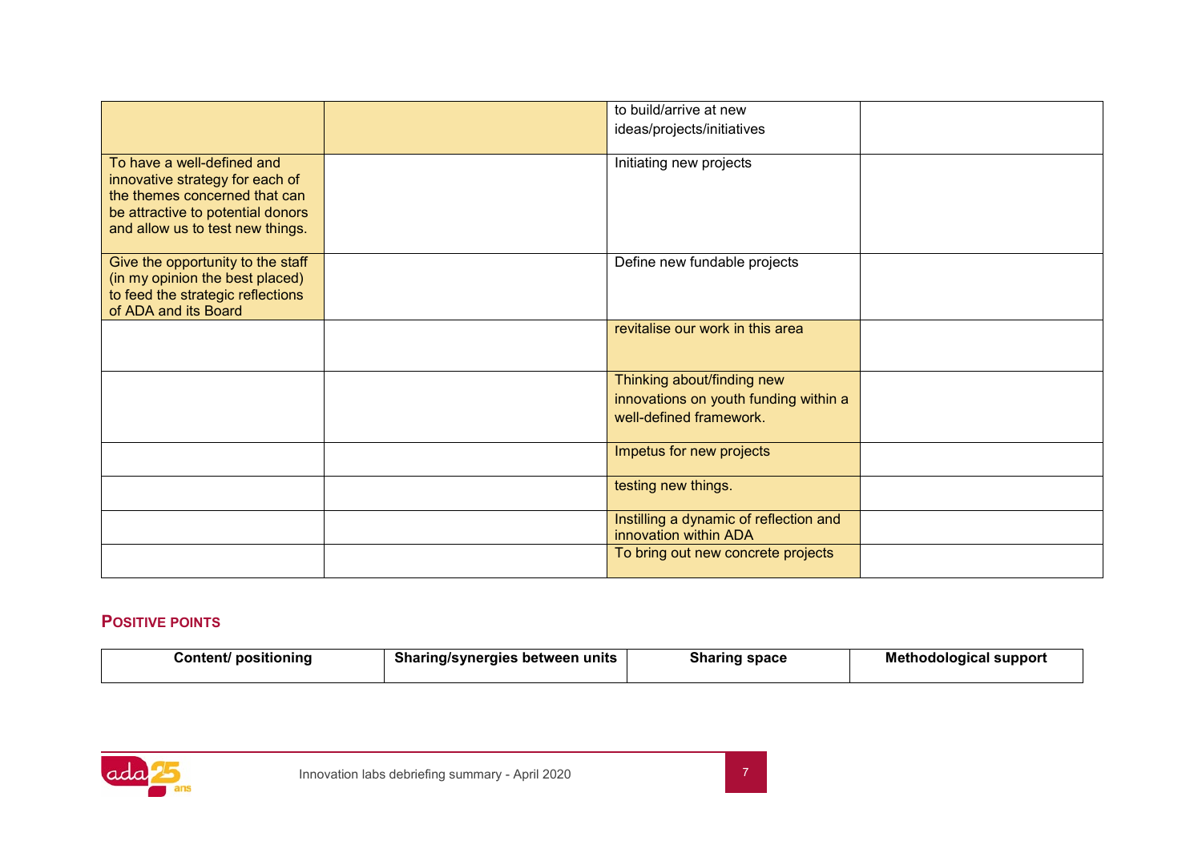| | | | |
|---|---|---|---|
| | | to build/arrive at new ideas/projects/initiatives | |
| To have a well-defined and innovative strategy for each of the themes concerned that can be attractive to potential donors and allow us to test new things. | | Initiating new projects | |
| Give the opportunity to the staff (in my opinion the best placed) to feed the strategic reflections of ADA and its Board | | Define new fundable projects | |
| | | revitalise our work in this area | |
| | | Thinking about/finding new innovations on youth funding within a well-defined framework. | |
| | | Impetus for new projects | |
| | | testing new things. | |
| | | Instilling a dynamic of reflection and innovation within ADA | |
| | | To bring out new concrete projects | |

## POSITIVE POINTS

| Content/ positioning | Sharing/synergies between units | Sharing space | Methodological support |
|---|---|---|---|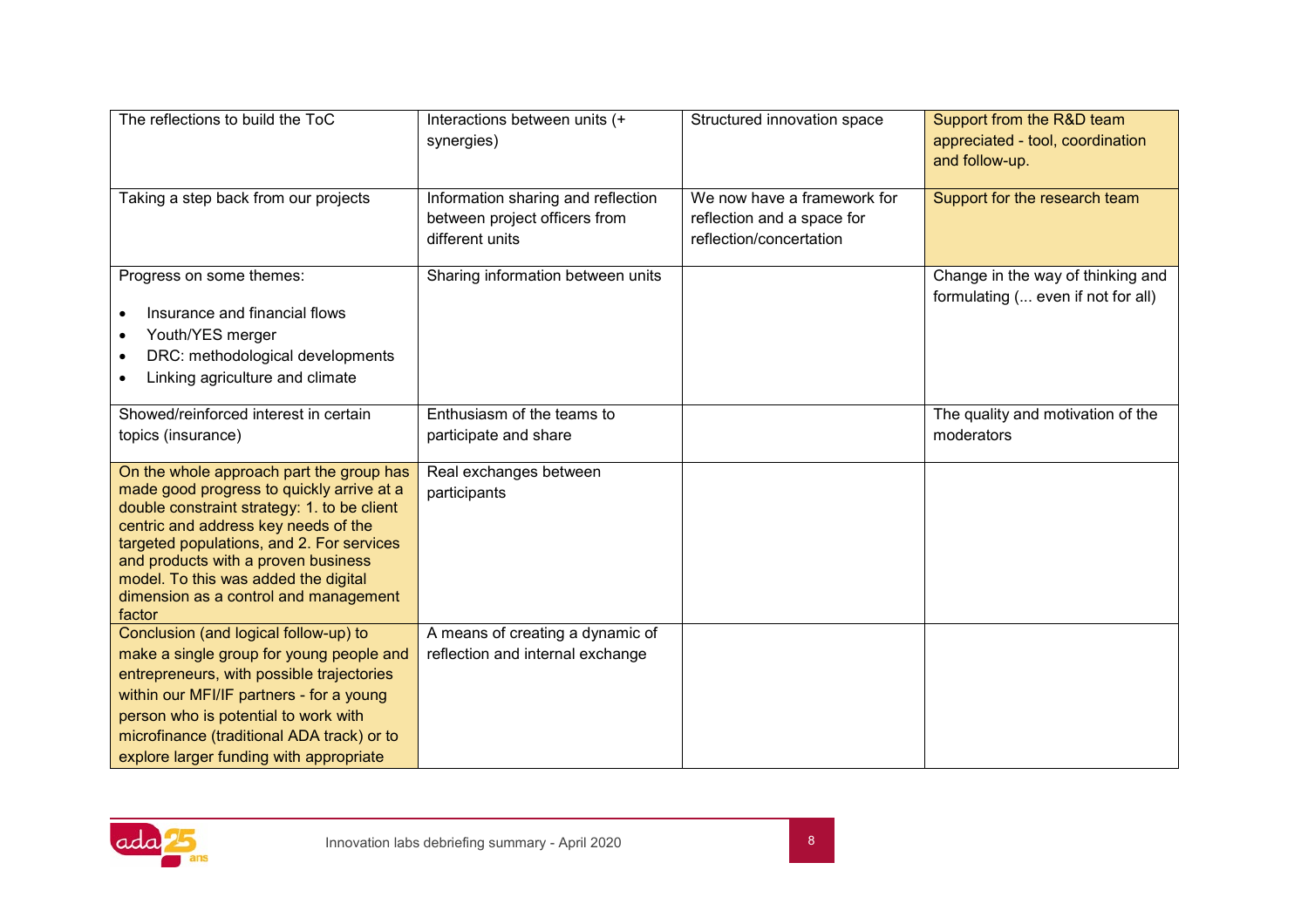| | | | |
|---|---|---|---|
| The reflections to build the ToC | Interactions between units (+ synergies) | Structured innovation space | Support from the R&D team appreciated - tool, coordination and follow-up. |
| Taking a step back from our projects | Information sharing and reflection between project officers from different units | We now have a framework for reflection and a space for reflection/concertation | Support for the research team |
| Progress on some themes:<br><br>• Insurance and financial flows<br>• Youth/YES merger<br>• DRC: methodological developments<br>• Linking agriculture and climate | Sharing information between units | | Change in the way of thinking and formulating (... even if not for all) |
| Showed/reinforced interest in certain topics (insurance) | Enthusiasm of the teams to participate and share | | The quality and motivation of the moderators |
| On the whole approach part the group has made good progress to quickly arrive at a double constraint strategy: 1. to be client centric and address key needs of the targeted populations, and 2. For services and products with a proven business model. To this was added the digital dimension as a control and management factor | Real exchanges between participants | | |
| Conclusion (and logical follow-up) to make a single group for young people and entrepreneurs, with possible trajectories within our MFI/IF partners - for a young person who is potential to work with microfinance (traditional ADA track) or to explore larger funding with appropriate | A means of creating a dynamic of reflection and internal exchange | | |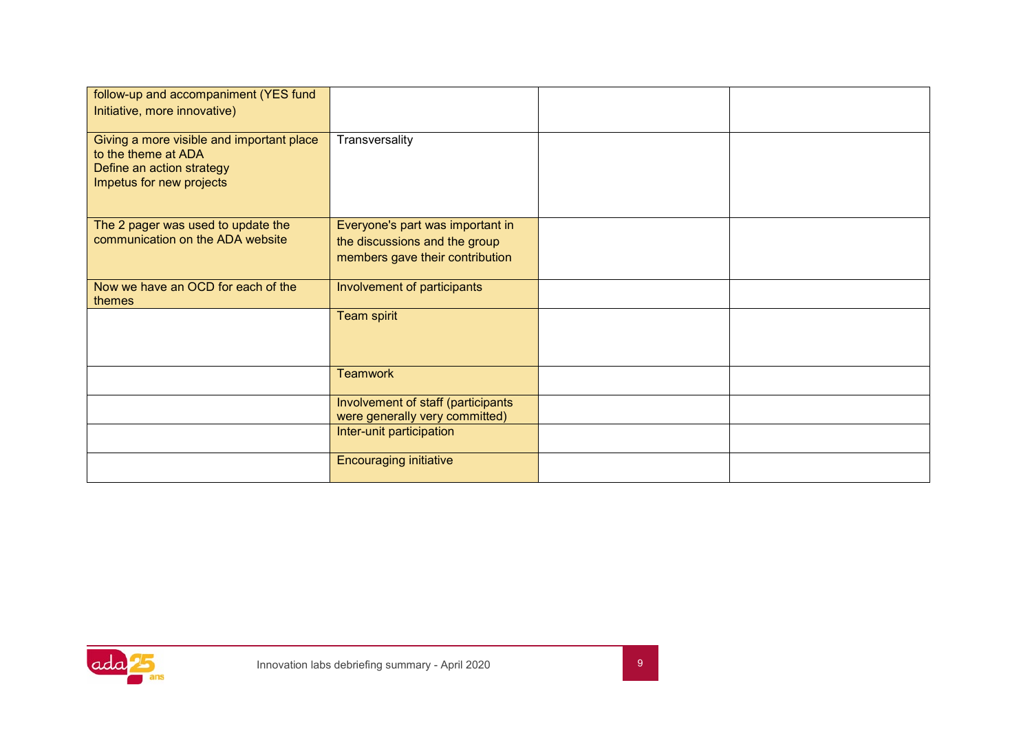| | | | |
|---|---|---|---|
| follow-up and accompaniment (YES fund Initiative, more innovative) | | | |
| Giving a more visible and important place to the theme at ADA<br>Define an action strategy<br>Impetus for new projects | Transversality | | |
| The 2 pager was used to update the communication on the ADA website | Everyone's part was important in the discussions and the group members gave their contribution | | |
| Now we have an OCD for each of the themes | Involvement of participants | | |
| | Team spirit | | |
| | Teamwork | | |
| | Involvement of staff (participants were generally very committed) | | |
| | Inter-unit participation | | |
| | Encouraging initiative | | |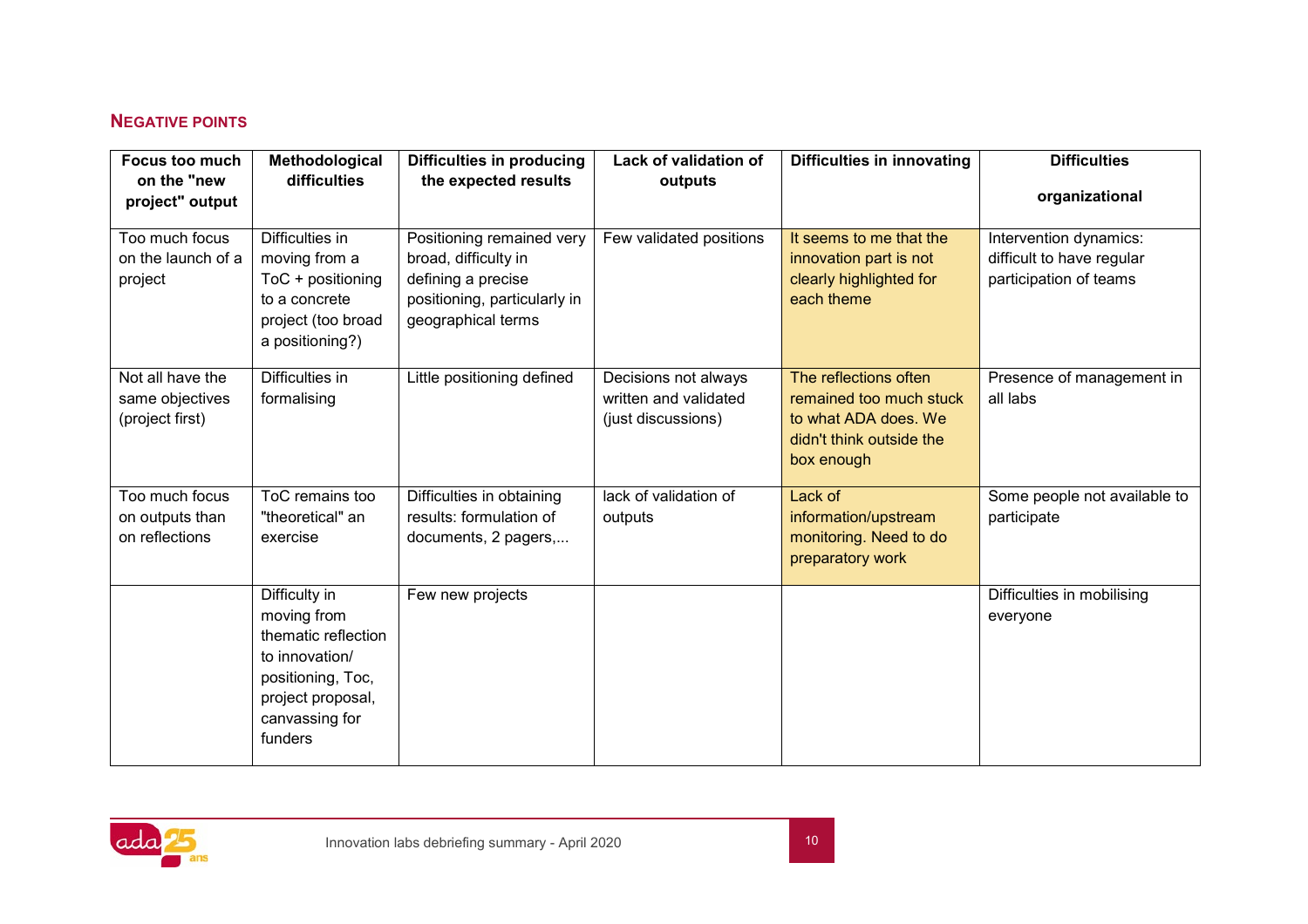## NEGATIVE POINTS

| Focus too much on the "new project" output | Methodological difficulties | Difficulties in producing the expected results | Lack of validation of outputs | Difficulties in innovating | Difficulties organizational |
|---|---|---|---|---|---|
| Too much focus on the launch of a project | Difficulties in moving from a ToC + positioning to a concrete project (too broad a positioning?) | Positioning remained very broad, difficulty in defining a precise positioning, particularly in geographical terms | Few validated positions | It seems to me that the innovation part is not clearly highlighted for each theme | Intervention dynamics: difficult to have regular participation of teams |
| Not all have the same objectives (project first) | Difficulties in formalising | Little positioning defined | Decisions not always written and validated (just discussions) | The reflections often remained too much stuck to what ADA does. We didn't think outside the box enough | Presence of management in all labs |
| Too much focus on outputs than on reflections | ToC remains too "theoretical" an exercise | Difficulties in obtaining results: formulation of documents, 2 pagers,... | lack of validation of outputs | Lack of information/upstream monitoring. Need to do preparatory work | Some people not available to participate |
| | Difficulty in moving from thematic reflection to innovation/ positioning, Toc, project proposal, canvassing for funders | Few new projects | | | Difficulties in mobilising everyone |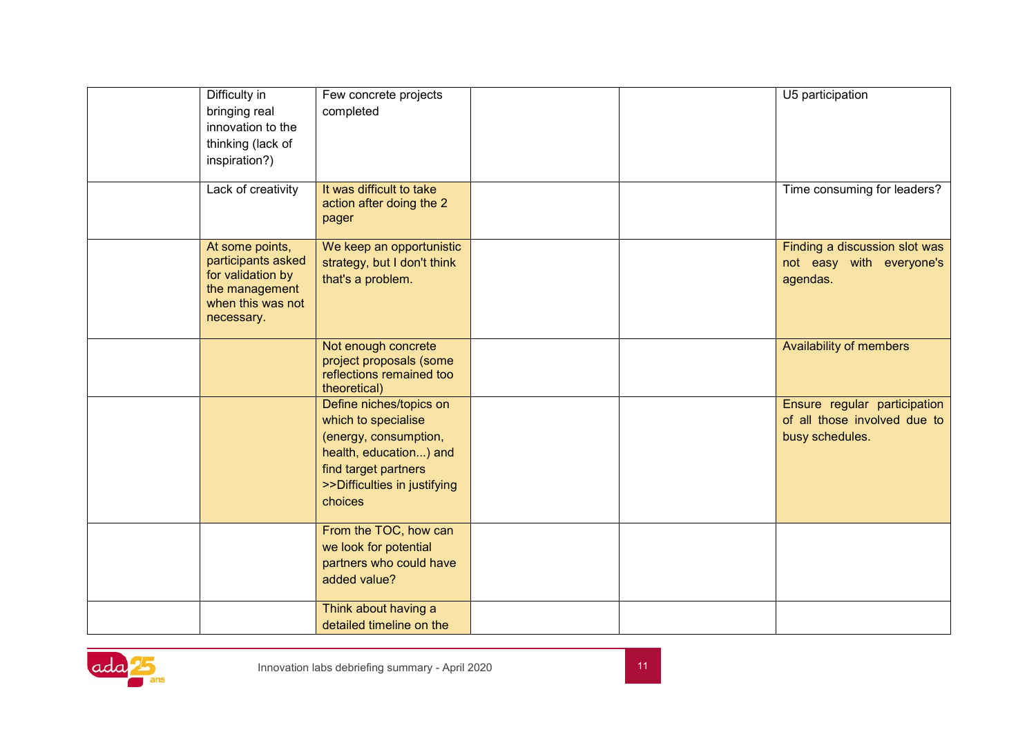| | | | | | |
|---|---|---|---|---|---|
| | Difficulty in bringing real innovation to the thinking (lack of inspiration?) | Few concrete projects completed | | | U5 participation |
| | Lack of creativity | It was difficult to take action after doing the 2 pager | | | Time consuming for leaders? |
| | At some points, participants asked for validation by the management when this was not necessary. | We keep an opportunistic strategy, but I don't think that's a problem. | | | Finding a discussion slot was not easy with everyone's agendas. |
| | | Not enough concrete project proposals (some reflections remained too theoretical) | | | Availability of members |
| | | Define niches/topics on which to specialise (energy, consumption, health, education...) and find target partners >>Difficulties in justifying choices | | | Ensure regular participation of all those involved due to busy schedules. |
| | | From the TOC, how can we look for potential partners who could have added value? | | | |
| | | Think about having a detailed timeline on the | | | |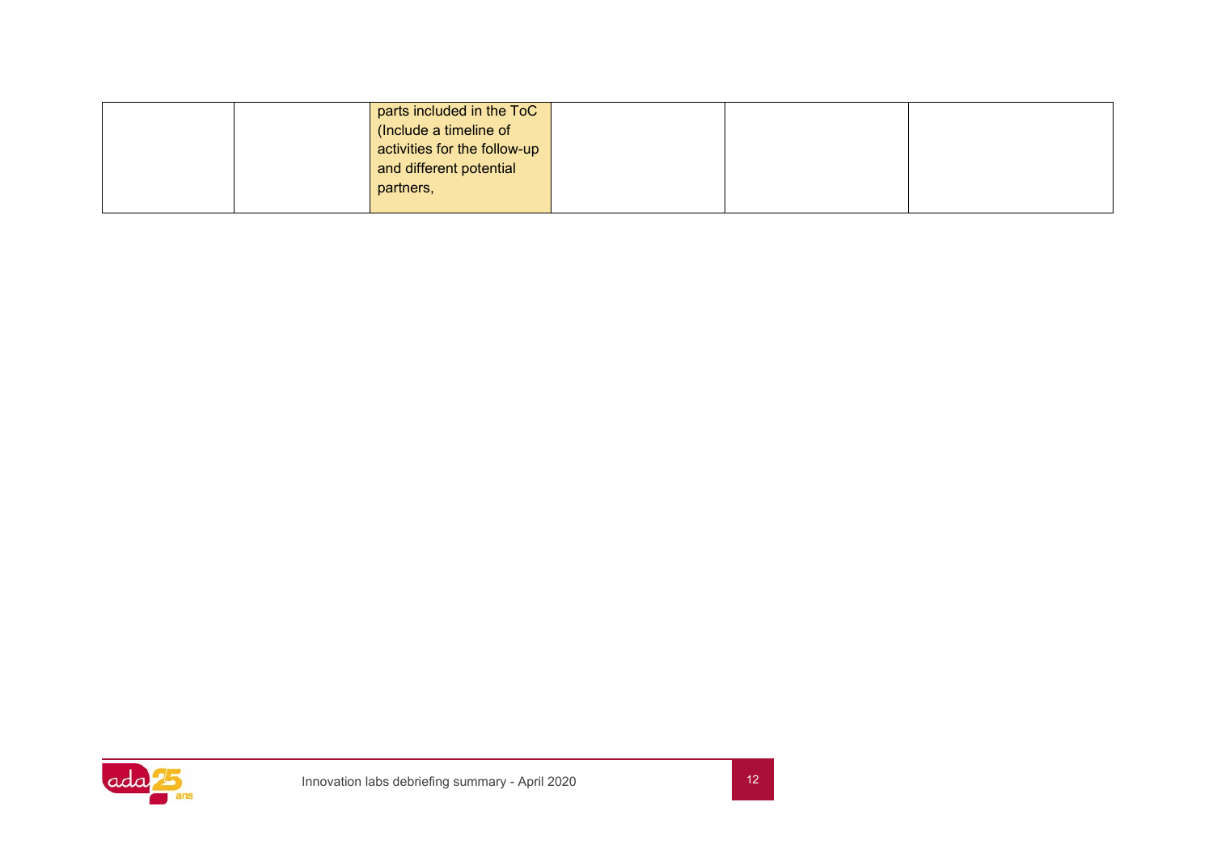| | | | | | |
|---|---|---|---|---|---|
| | | parts included in the ToC (Include a timeline of activities for the follow-up and different potential partners, | | | |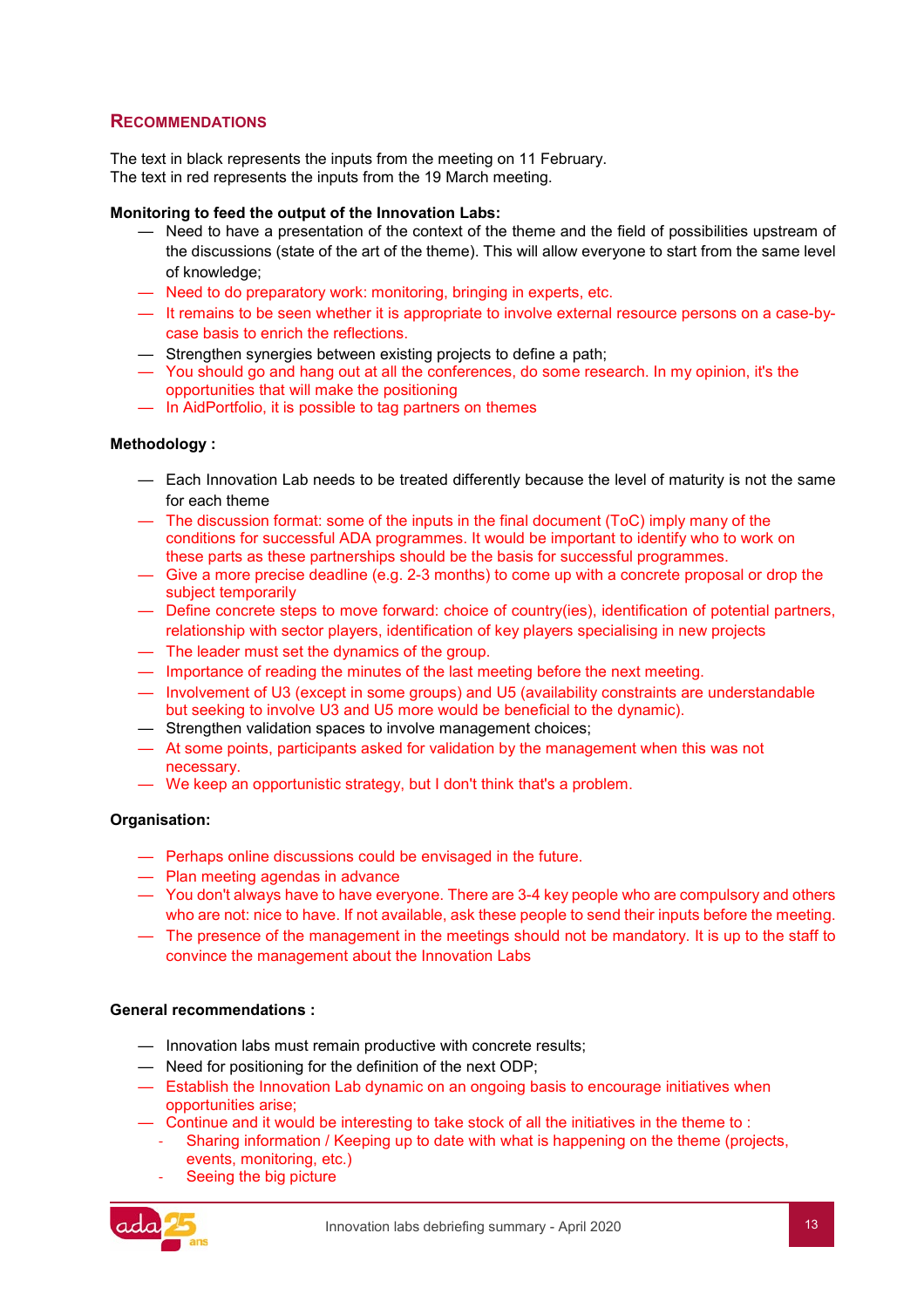## Recommendations

The text in black represents the inputs from the meeting on 11 February.
The text in red represents the inputs from the 19 March meeting.

**Monitoring to feed the output of the Innovation Labs:**

- Need to have a presentation of the context of the theme and the field of possibilities upstream of the discussions (state of the art of the theme). This will allow everyone to start from the same level of knowledge;
- Need to do preparatory work: monitoring, bringing in experts, etc.
- It remains to be seen whether it is appropriate to involve external resource persons on a case-by-case basis to enrich the reflections.
- Strengthen synergies between existing projects to define a path;
- You should go and hang out at all the conferences, do some research. In my opinion, it's the opportunities that will make the positioning
- In AidPortfolio, it is possible to tag partners on themes

**Methodology :**

- Each Innovation Lab needs to be treated differently because the level of maturity is not the same for each theme
- The discussion format: some of the inputs in the final document (ToC) imply many of the conditions for successful ADA programmes. It would be important to identify who to work on these parts as these partnerships should be the basis for successful programmes.
- Give a more precise deadline (e.g. 2-3 months) to come up with a concrete proposal or drop the subject temporarily
- Define concrete steps to move forward: choice of country(ies), identification of potential partners, relationship with sector players, identification of key players specialising in new projects
- The leader must set the dynamics of the group.
- Importance of reading the minutes of the last meeting before the next meeting.
- Involvement of U3 (except in some groups) and U5 (availability constraints are understandable but seeking to involve U3 and U5 more would be beneficial to the dynamic).
- Strengthen validation spaces to involve management choices;
- At some points, participants asked for validation by the management when this was not necessary.
- We keep an opportunistic strategy, but I don't think that's a problem.

**Organisation:**

- Perhaps online discussions could be envisaged in the future.
- Plan meeting agendas in advance
- You don't always have to have everyone. There are 3-4 key people who are compulsory and others who are not: nice to have. If not available, ask these people to send their inputs before the meeting.
- The presence of the management in the meetings should not be mandatory. It is up to the staff to convince the management about the Innovation Labs

**General recommendations :**

- Innovation labs must remain productive with concrete results;
- Need for positioning for the definition of the next ODP;
- Establish the Innovation Lab dynamic on an ongoing basis to encourage initiatives when opportunities arise;
- Continue and it would be interesting to take stock of all the initiatives in the theme to :
  - Sharing information / Keeping up to date with what is happening on the theme (projects, events, monitoring, etc.)
  - Seeing the big picture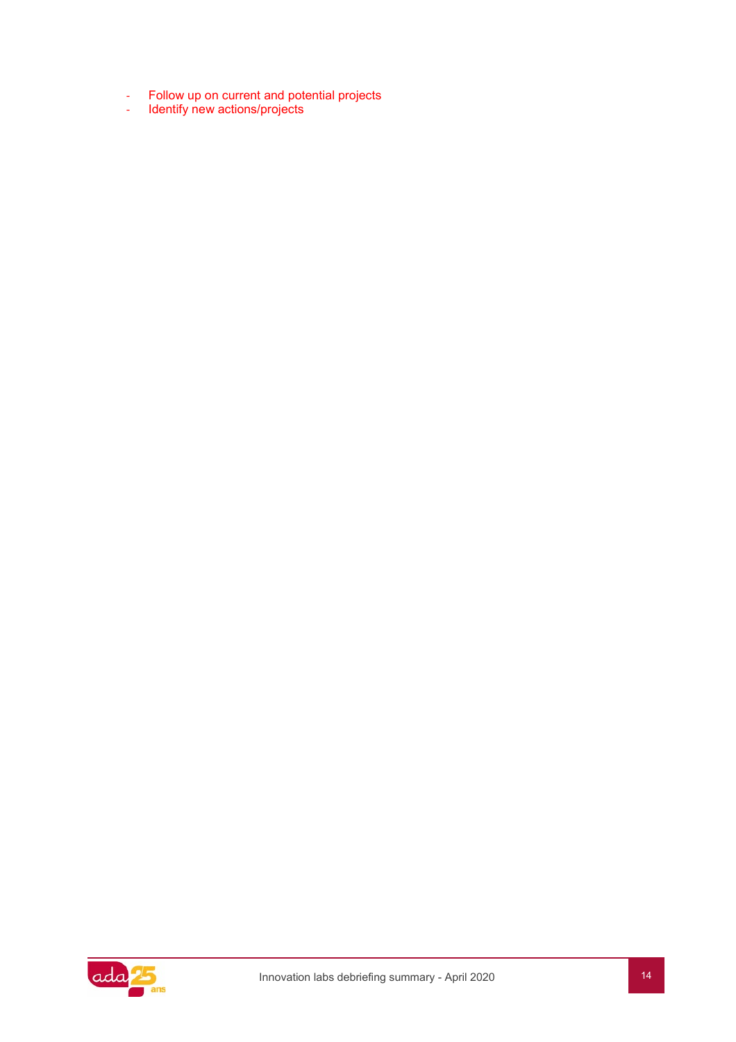- Follow up on current and potential projects
- Identify new actions/projects